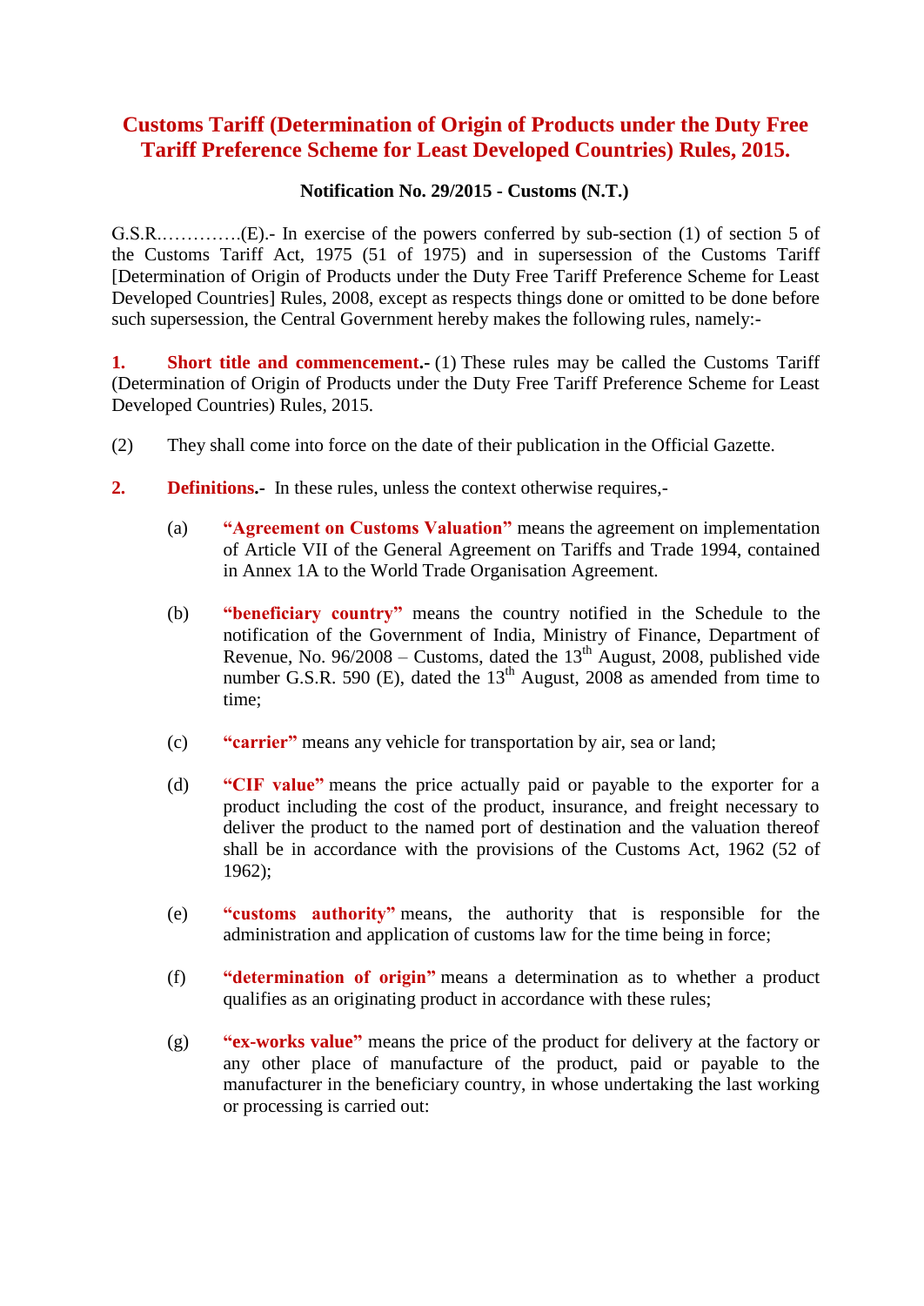# Customs Tariff (Determination of Origin of Products under the Duty Free Tariff Preference Scheme for Least Developed Countries) Rules, 2015.

**Notification No. 29/2015 - Customs (N.T.)**

G.S.R.………….(E).- In exercise of the powers conferred by sub-section (1) of section 5 of the Customs Tariff Act, 1975 (51 of 1975) and in supersession of the Customs Tariff [Determination of Origin of Products under the Duty Free Tariff Preference Scheme for Least Developed Countries] Rules, 2008, except as respects things done or omitted to be done before such supersession, the Central Government hereby makes the following rules, namely:-

**1. Short title and commencement.-** (1) These rules may be called the Customs Tariff (Determination of Origin of Products under the Duty Free Tariff Preference Scheme for Least Developed Countries) Rules, 2015.

(2) They shall come into force on the date of their publication in the Official Gazette.

**2. Definitions.-** In these rules, unless the context otherwise requires,-

(a) **"Agreement on Customs Valuation"** means the agreement on implementation of Article VII of the General Agreement on Tariffs and Trade 1994, contained in Annex 1A to the World Trade Organisation Agreement.

(b) **"beneficiary country"** means the country notified in the Schedule to the notification of the Government of India, Ministry of Finance, Department of Revenue, No. 96/2008 – Customs, dated the 13th August, 2008, published vide number G.S.R. 590 (E), dated the 13th August, 2008 as amended from time to time;

(c) **"carrier"** means any vehicle for transportation by air, sea or land;

(d) **"CIF value"** means the price actually paid or payable to the exporter for a product including the cost of the product, insurance, and freight necessary to deliver the product to the named port of destination and the valuation thereof shall be in accordance with the provisions of the Customs Act, 1962 (52 of 1962);

(e) **"customs authority"** means, the authority that is responsible for the administration and application of customs law for the time being in force;

(f) **"determination of origin"** means a determination as to whether a product qualifies as an originating product in accordance with these rules;

(g) **"ex-works value"** means the price of the product for delivery at the factory or any other place of manufacture of the product, paid or payable to the manufacturer in the beneficiary country, in whose undertaking the last working or processing is carried out: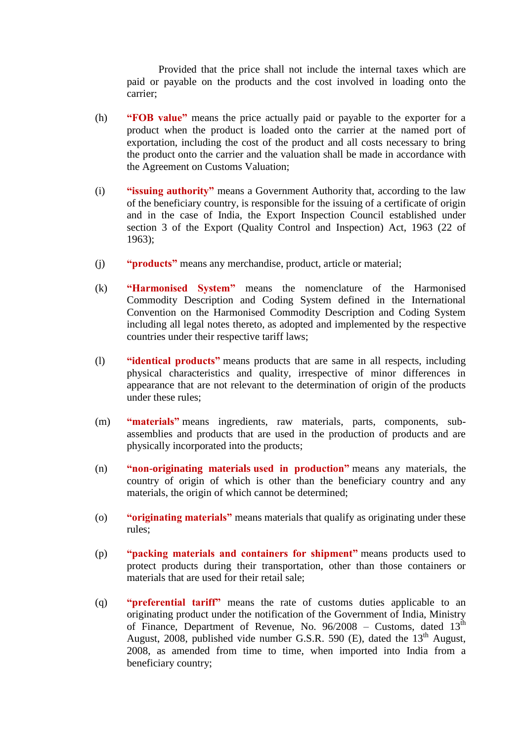Provided that the price shall not include the internal taxes which are paid or payable on the products and the cost involved in loading onto the carrier;

(h) **"FOB value"** means the price actually paid or payable to the exporter for a product when the product is loaded onto the carrier at the named port of exportation, including the cost of the product and all costs necessary to bring the product onto the carrier and the valuation shall be made in accordance with the Agreement on Customs Valuation;

(i) **"issuing authority"** means a Government Authority that, according to the law of the beneficiary country, is responsible for the issuing of a certificate of origin and in the case of India, the Export Inspection Council established under section 3 of the Export (Quality Control and Inspection) Act, 1963 (22 of 1963);

(j) **"products"** means any merchandise, product, article or material;

(k) **"Harmonised System"** means the nomenclature of the Harmonised Commodity Description and Coding System defined in the International Convention on the Harmonised Commodity Description and Coding System including all legal notes thereto, as adopted and implemented by the respective countries under their respective tariff laws;

(l) **"identical products"** means products that are same in all respects, including physical characteristics and quality, irrespective of minor differences in appearance that are not relevant to the determination of origin of the products under these rules;

(m) **"materials"** means ingredients, raw materials, parts, components, sub-assemblies and products that are used in the production of products and are physically incorporated into the products;

(n) **"non-originating materials used in production"** means any materials, the country of origin of which is other than the beneficiary country and any materials, the origin of which cannot be determined;

(o) **"originating materials"** means materials that qualify as originating under these rules;

(p) **"packing materials and containers for shipment"** means products used to protect products during their transportation, other than those containers or materials that are used for their retail sale;

(q) **"preferential tariff"** means the rate of customs duties applicable to an originating product under the notification of the Government of India, Ministry of Finance, Department of Revenue, No. 96/2008 – Customs, dated 13th August, 2008, published vide number G.S.R. 590 (E), dated the 13th August, 2008, as amended from time to time, when imported into India from a beneficiary country;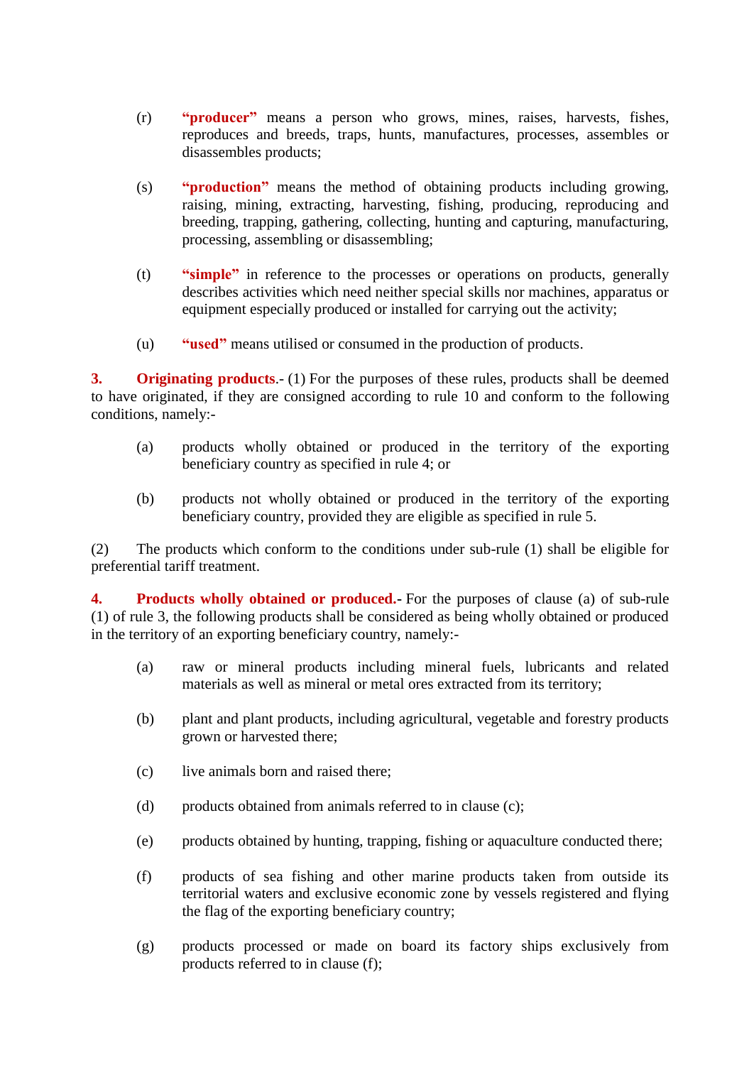(r) **“producer”** means a person who grows, mines, raises, harvests, fishes, reproduces and breeds, traps, hunts, manufactures, processes, assembles or disassembles products;

(s) **“production”** means the method of obtaining products including growing, raising, mining, extracting, harvesting, fishing, producing, reproducing and breeding, trapping, gathering, collecting, hunting and capturing, manufacturing, processing, assembling or disassembling;

(t) **“simple”** in reference to the processes or operations on products, generally describes activities which need neither special skills nor machines, apparatus or equipment especially produced or installed for carrying out the activity;

(u) **“used”** means utilised or consumed in the production of products.

**3. Originating products**.- (1) For the purposes of these rules, products shall be deemed to have originated, if they are consigned according to rule 10 and conform to the following conditions, namely:-

(a) products wholly obtained or produced in the territory of the exporting beneficiary country as specified in rule 4; or

(b) products not wholly obtained or produced in the territory of the exporting beneficiary country, provided they are eligible as specified in rule 5.

(2) The products which conform to the conditions under sub-rule (1) shall be eligible for preferential tariff treatment.

**4. Products wholly obtained or produced.-** For the purposes of clause (a) of sub-rule (1) of rule 3, the following products shall be considered as being wholly obtained or produced in the territory of an exporting beneficiary country, namely:-

(a) raw or mineral products including mineral fuels, lubricants and related materials as well as mineral or metal ores extracted from its territory;

(b) plant and plant products, including agricultural, vegetable and forestry products grown or harvested there;

(c) live animals born and raised there;

(d) products obtained from animals referred to in clause (c);

(e) products obtained by hunting, trapping, fishing or aquaculture conducted there;

(f) products of sea fishing and other marine products taken from outside its territorial waters and exclusive economic zone by vessels registered and flying the flag of the exporting beneficiary country;

(g) products processed or made on board its factory ships exclusively from products referred to in clause (f);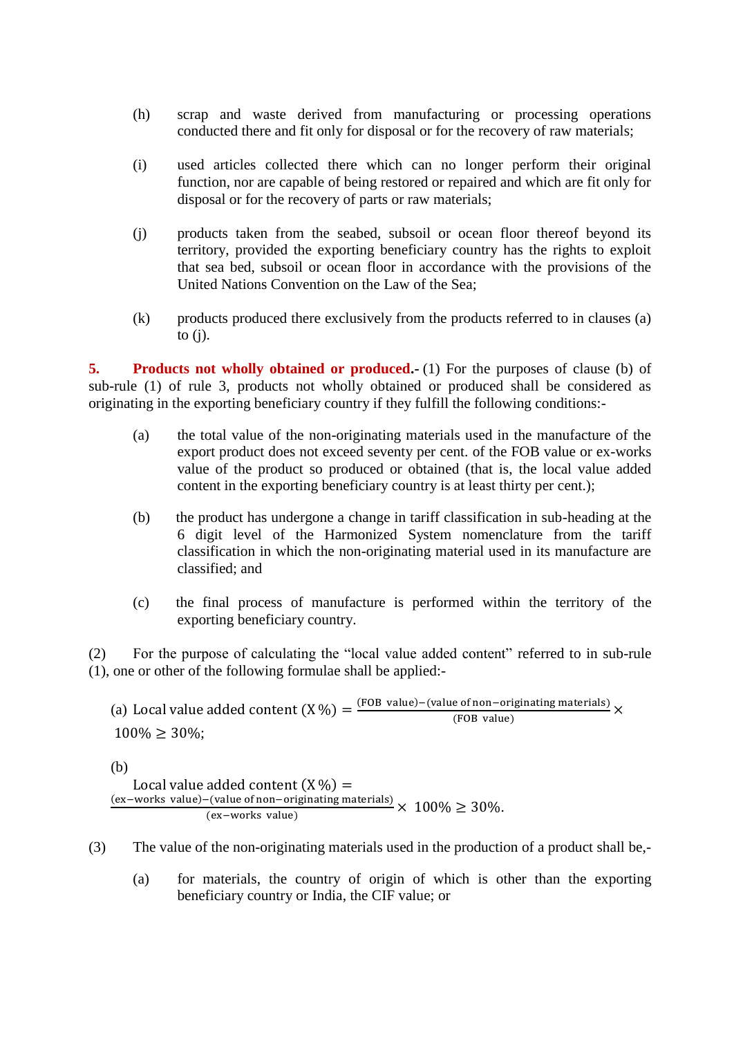(h) scrap and waste derived from manufacturing or processing operations conducted there and fit only for disposal or for the recovery of raw materials;

(i) used articles collected there which can no longer perform their original function, nor are capable of being restored or repaired and which are fit only for disposal or for the recovery of parts or raw materials;

(j) products taken from the seabed, subsoil or ocean floor thereof beyond its territory, provided the exporting beneficiary country has the rights to exploit that sea bed, subsoil or ocean floor in accordance with the provisions of the United Nations Convention on the Law of the Sea;

(k) products produced there exclusively from the products referred to in clauses (a) to (j).

**5. Products not wholly obtained or produced.-** (1) For the purposes of clause (b) of sub-rule (1) of rule 3, products not wholly obtained or produced shall be considered as originating in the exporting beneficiary country if they fulfill the following conditions:-

(a) the total value of the non-originating materials used in the manufacture of the export product does not exceed seventy per cent. of the FOB value or ex-works value of the product so produced or obtained (that is, the local value added content in the exporting beneficiary country is at least thirty per cent.);

(b) the product has undergone a change in tariff classification in sub-heading at the 6 digit level of the Harmonized System nomenclature from the tariff classification in which the non-originating material used in its manufacture are classified; and

(c) the final process of manufacture is performed within the territory of the exporting beneficiary country.

(2) For the purpose of calculating the "local value added content" referred to in sub-rule (1), one or other of the following formulae shall be applied:-

(a) $\text{Local value added content } (X\%) = \frac{(\text{FOB value}) - (\text{value of non-originating materials})}{(\text{FOB value})} \times 100\% \geq 30\%;$

(b) $\text{Local value added content } (X\%) = \frac{(\text{ex-works value}) - (\text{value of non-originating materials})}{(\text{ex-works value})} \times 100\% \geq 30\%.$

(3) The value of the non-originating materials used in the production of a product shall be,-

(a) for materials, the country of origin of which is other than the exporting beneficiary country or India, the CIF value; or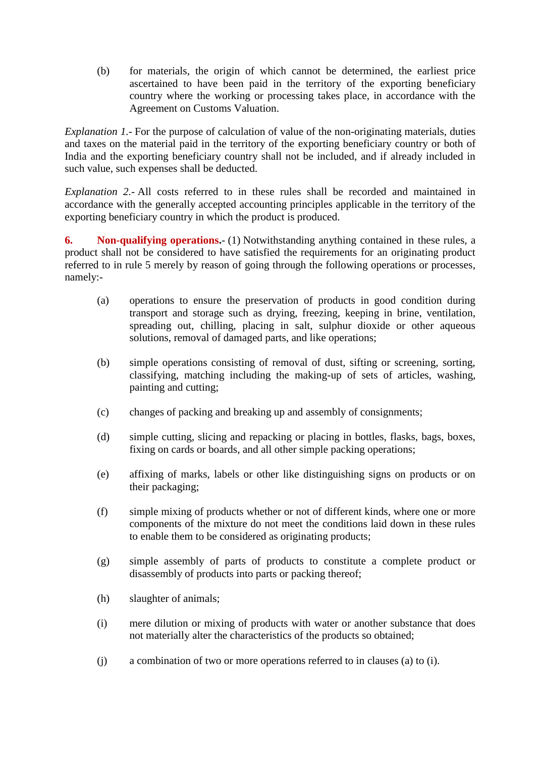(b) for materials, the origin of which cannot be determined, the earliest price ascertained to have been paid in the territory of the exporting beneficiary country where the working or processing takes place, in accordance with the Agreement on Customs Valuation.

*Explanation 1*.- For the purpose of calculation of value of the non-originating materials, duties and taxes on the material paid in the territory of the exporting beneficiary country or both of India and the exporting beneficiary country shall not be included, and if already included in such value, such expenses shall be deducted.

*Explanation 2*.- All costs referred to in these rules shall be recorded and maintained in accordance with the generally accepted accounting principles applicable in the territory of the exporting beneficiary country in which the product is produced.

**6. Non-qualifying operations.**- (1) Notwithstanding anything contained in these rules, a product shall not be considered to have satisfied the requirements for an originating product referred to in rule 5 merely by reason of going through the following operations or processes, namely:-

(a) operations to ensure the preservation of products in good condition during transport and storage such as drying, freezing, keeping in brine, ventilation, spreading out, chilling, placing in salt, sulphur dioxide or other aqueous solutions, removal of damaged parts, and like operations;

(b) simple operations consisting of removal of dust, sifting or screening, sorting, classifying, matching including the making-up of sets of articles, washing, painting and cutting;

(c) changes of packing and breaking up and assembly of consignments;

(d) simple cutting, slicing and repacking or placing in bottles, flasks, bags, boxes, fixing on cards or boards, and all other simple packing operations;

(e) affixing of marks, labels or other like distinguishing signs on products or on their packaging;

(f) simple mixing of products whether or not of different kinds, where one or more components of the mixture do not meet the conditions laid down in these rules to enable them to be considered as originating products;

(g) simple assembly of parts of products to constitute a complete product or disassembly of products into parts or packing thereof;

(h) slaughter of animals;

(i) mere dilution or mixing of products with water or another substance that does not materially alter the characteristics of the products so obtained;

(j) a combination of two or more operations referred to in clauses (a) to (i).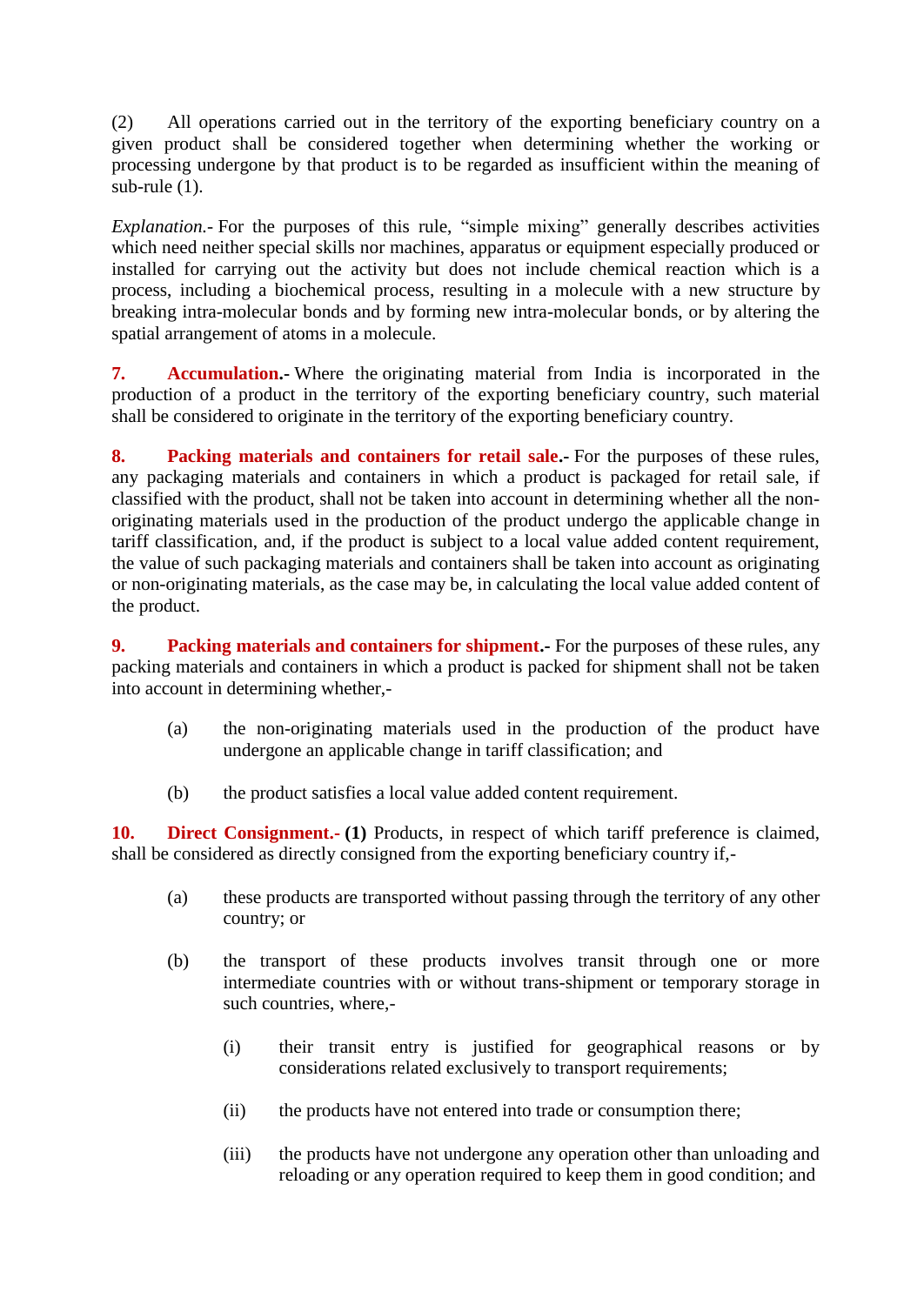(2) All operations carried out in the territory of the exporting beneficiary country on a given product shall be considered together when determining whether the working or processing undergone by that product is to be regarded as insufficient within the meaning of sub-rule (1).

*Explanation.-* For the purposes of this rule, "simple mixing" generally describes activities which need neither special skills nor machines, apparatus or equipment especially produced or installed for carrying out the activity but does not include chemical reaction which is a process, including a biochemical process, resulting in a molecule with a new structure by breaking intra-molecular bonds and by forming new intra-molecular bonds, or by altering the spatial arrangement of atoms in a molecule.

**7. Accumulation.-** Where the originating material from India is incorporated in the production of a product in the territory of the exporting beneficiary country, such material shall be considered to originate in the territory of the exporting beneficiary country.

**8. Packing materials and containers for retail sale.-** For the purposes of these rules, any packaging materials and containers in which a product is packaged for retail sale, if classified with the product, shall not be taken into account in determining whether all the non-originating materials used in the production of the product undergo the applicable change in tariff classification, and, if the product is subject to a local value added content requirement, the value of such packaging materials and containers shall be taken into account as originating or non-originating materials, as the case may be, in calculating the local value added content of the product.

**9. Packing materials and containers for shipment.-** For the purposes of these rules, any packing materials and containers in which a product is packed for shipment shall not be taken into account in determining whether,-

(a) the non-originating materials used in the production of the product have undergone an applicable change in tariff classification; and

(b) the product satisfies a local value added content requirement.

**10. Direct Consignment.- (1)** Products, in respect of which tariff preference is claimed, shall be considered as directly consigned from the exporting beneficiary country if,-

(a) these products are transported without passing through the territory of any other country; or

(b) the transport of these products involves transit through one or more intermediate countries with or without trans-shipment or temporary storage in such countries, where,-

(i) their transit entry is justified for geographical reasons or by considerations related exclusively to transport requirements;

(ii) the products have not entered into trade or consumption there;

(iii) the products have not undergone any operation other than unloading and reloading or any operation required to keep them in good condition; and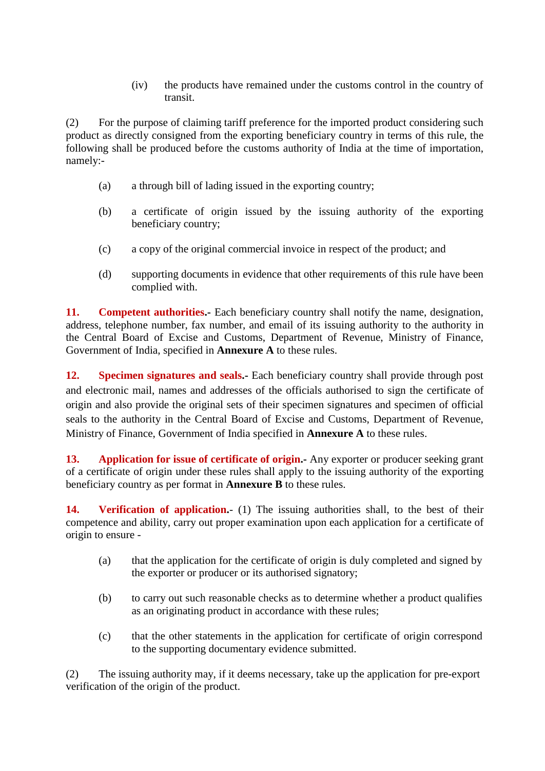(iv) the products have remained under the customs control in the country of transit.

(2) For the purpose of claiming tariff preference for the imported product considering such product as directly consigned from the exporting beneficiary country in terms of this rule, the following shall be produced before the customs authority of India at the time of importation, namely:-

(a) a through bill of lading issued in the exporting country;

(b) a certificate of origin issued by the issuing authority of the exporting beneficiary country;

(c) a copy of the original commercial invoice in respect of the product; and

(d) supporting documents in evidence that other requirements of this rule have been complied with.

**11. Competent authorities.-** Each beneficiary country shall notify the name, designation, address, telephone number, fax number, and email of its issuing authority to the authority in the Central Board of Excise and Customs, Department of Revenue, Ministry of Finance, Government of India, specified in **Annexure A** to these rules.

**12. Specimen signatures and seals.-** Each beneficiary country shall provide through post and electronic mail, names and addresses of the officials authorised to sign the certificate of origin and also provide the original sets of their specimen signatures and specimen of official seals to the authority in the Central Board of Excise and Customs, Department of Revenue, Ministry of Finance, Government of India specified in **Annexure A** to these rules.

**13. Application for issue of certificate of origin.-** Any exporter or producer seeking grant of a certificate of origin under these rules shall apply to the issuing authority of the exporting beneficiary country as per format in **Annexure B** to these rules.

**14. Verification of application.-** (1) The issuing authorities shall, to the best of their competence and ability, carry out proper examination upon each application for a certificate of origin to ensure -

(a) that the application for the certificate of origin is duly completed and signed by the exporter or producer or its authorised signatory;

(b) to carry out such reasonable checks as to determine whether a product qualifies as an originating product in accordance with these rules;

(c) that the other statements in the application for certificate of origin correspond to the supporting documentary evidence submitted.

(2) The issuing authority may, if it deems necessary, take up the application for pre-export verification of the origin of the product.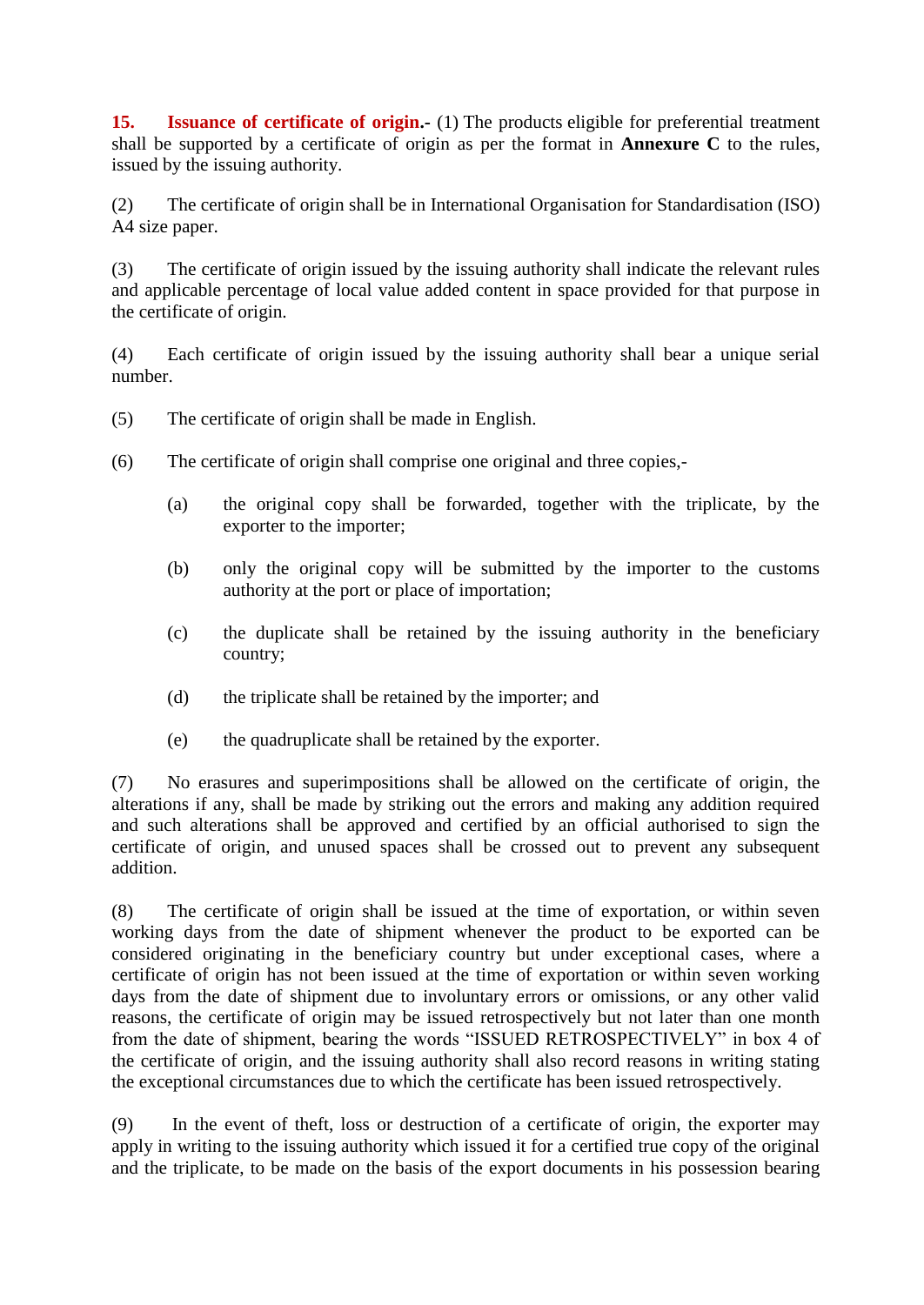**15. Issuance of certificate of origin.-** (1) The products eligible for preferential treatment shall be supported by a certificate of origin as per the format in **Annexure C** to the rules, issued by the issuing authority.

(2) The certificate of origin shall be in International Organisation for Standardisation (ISO) A4 size paper.

(3) The certificate of origin issued by the issuing authority shall indicate the relevant rules and applicable percentage of local value added content in space provided for that purpose in the certificate of origin.

(4) Each certificate of origin issued by the issuing authority shall bear a unique serial number.

(5) The certificate of origin shall be made in English.

(6) The certificate of origin shall comprise one original and three copies,-

(a) the original copy shall be forwarded, together with the triplicate, by the exporter to the importer;

(b) only the original copy will be submitted by the importer to the customs authority at the port or place of importation;

(c) the duplicate shall be retained by the issuing authority in the beneficiary country;

(d) the triplicate shall be retained by the importer; and

(e) the quadruplicate shall be retained by the exporter.

(7) No erasures and superimpositions shall be allowed on the certificate of origin, the alterations if any, shall be made by striking out the errors and making any addition required and such alterations shall be approved and certified by an official authorised to sign the certificate of origin, and unused spaces shall be crossed out to prevent any subsequent addition.

(8) The certificate of origin shall be issued at the time of exportation, or within seven working days from the date of shipment whenever the product to be exported can be considered originating in the beneficiary country but under exceptional cases, where a certificate of origin has not been issued at the time of exportation or within seven working days from the date of shipment due to involuntary errors or omissions, or any other valid reasons, the certificate of origin may be issued retrospectively but not later than one month from the date of shipment, bearing the words "ISSUED RETROSPECTIVELY" in box 4 of the certificate of origin, and the issuing authority shall also record reasons in writing stating the exceptional circumstances due to which the certificate has been issued retrospectively.

(9) In the event of theft, loss or destruction of a certificate of origin, the exporter may apply in writing to the issuing authority which issued it for a certified true copy of the original and the triplicate, to be made on the basis of the export documents in his possession bearing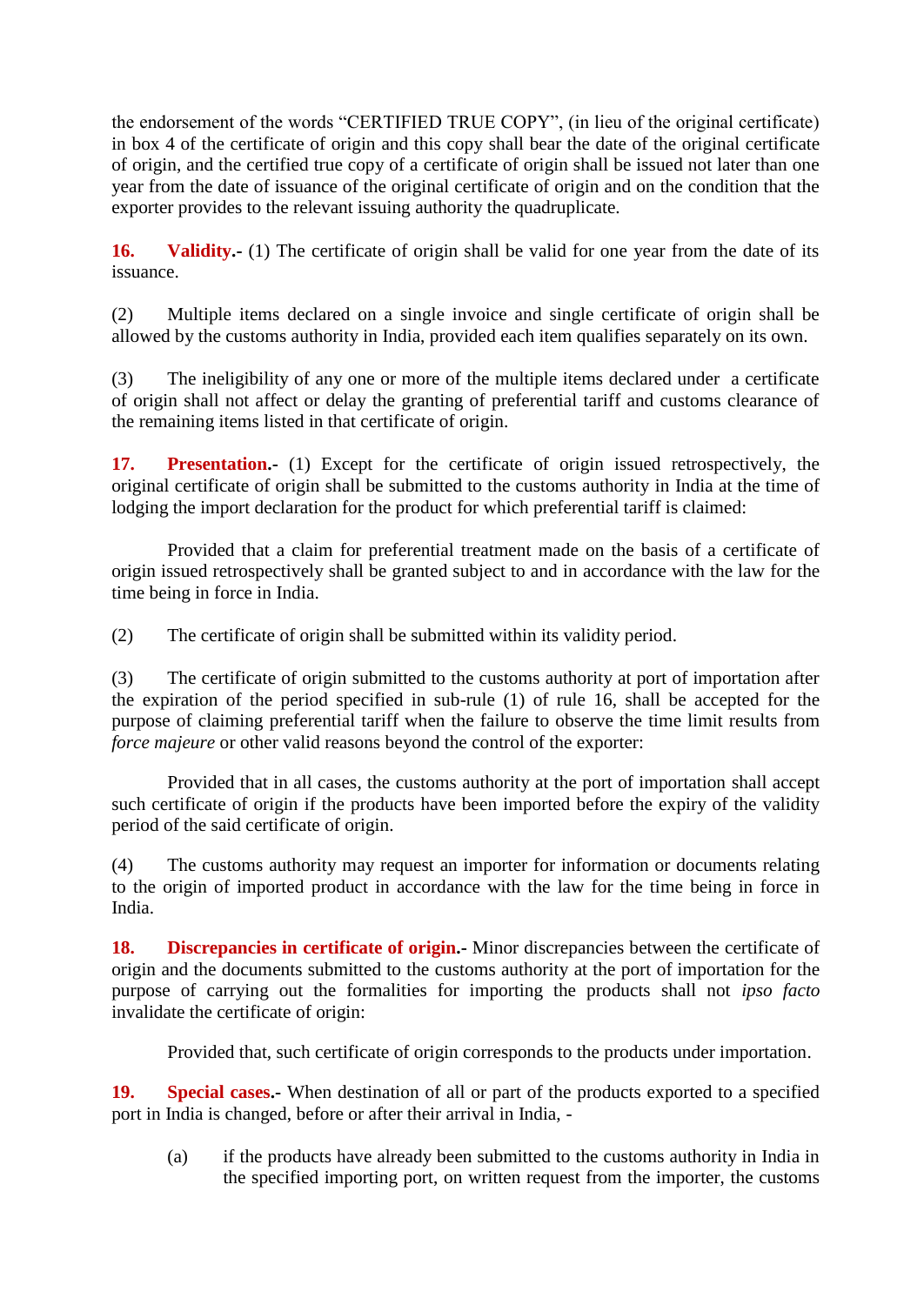the endorsement of the words "CERTIFIED TRUE COPY", (in lieu of the original certificate) in box 4 of the certificate of origin and this copy shall bear the date of the original certificate of origin, and the certified true copy of a certificate of origin shall be issued not later than one year from the date of issuance of the original certificate of origin and on the condition that the exporter provides to the relevant issuing authority the quadruplicate.

**16. Validity.-** (1) The certificate of origin shall be valid for one year from the date of its issuance.

(2) Multiple items declared on a single invoice and single certificate of origin shall be allowed by the customs authority in India, provided each item qualifies separately on its own.

(3) The ineligibility of any one or more of the multiple items declared under a certificate of origin shall not affect or delay the granting of preferential tariff and customs clearance of the remaining items listed in that certificate of origin.

**17. Presentation.-** (1) Except for the certificate of origin issued retrospectively, the original certificate of origin shall be submitted to the customs authority in India at the time of lodging the import declaration for the product for which preferential tariff is claimed:

Provided that a claim for preferential treatment made on the basis of a certificate of origin issued retrospectively shall be granted subject to and in accordance with the law for the time being in force in India.

(2) The certificate of origin shall be submitted within its validity period.

(3) The certificate of origin submitted to the customs authority at port of importation after the expiration of the period specified in sub-rule (1) of rule 16, shall be accepted for the purpose of claiming preferential tariff when the failure to observe the time limit results from *force majeure* or other valid reasons beyond the control of the exporter:

Provided that in all cases, the customs authority at the port of importation shall accept such certificate of origin if the products have been imported before the expiry of the validity period of the said certificate of origin.

(4) The customs authority may request an importer for information or documents relating to the origin of imported product in accordance with the law for the time being in force in India.

**18. Discrepancies in certificate of origin.-** Minor discrepancies between the certificate of origin and the documents submitted to the customs authority at the port of importation for the purpose of carrying out the formalities for importing the products shall not *ipso facto* invalidate the certificate of origin:

Provided that, such certificate of origin corresponds to the products under importation.

**19. Special cases.-** When destination of all or part of the products exported to a specified port in India is changed, before or after their arrival in India, -

(a) if the products have already been submitted to the customs authority in India in the specified importing port, on written request from the importer, the customs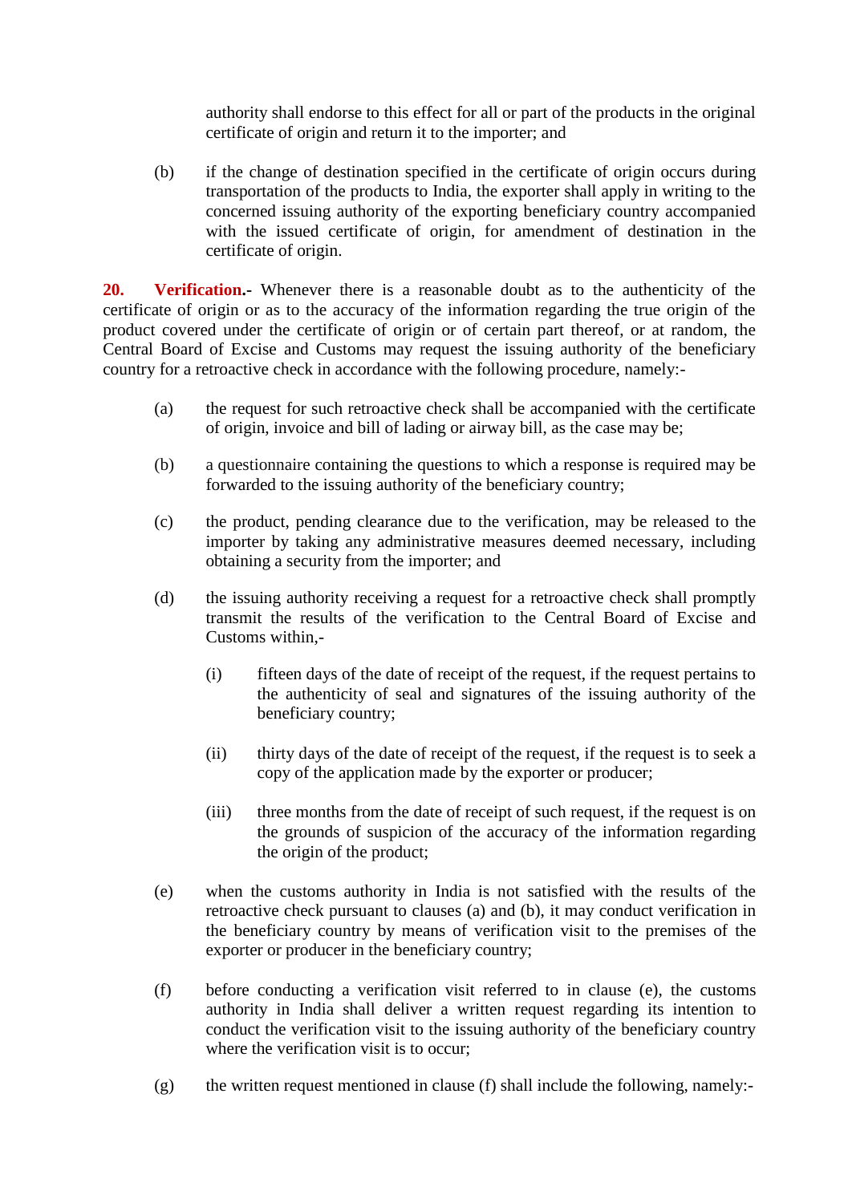authority shall endorse to this effect for all or part of the products in the original certificate of origin and return it to the importer; and

(b) if the change of destination specified in the certificate of origin occurs during transportation of the products to India, the exporter shall apply in writing to the concerned issuing authority of the exporting beneficiary country accompanied with the issued certificate of origin, for amendment of destination in the certificate of origin.

**20. Verification.-** Whenever there is a reasonable doubt as to the authenticity of the certificate of origin or as to the accuracy of the information regarding the true origin of the product covered under the certificate of origin or of certain part thereof, or at random, the Central Board of Excise and Customs may request the issuing authority of the beneficiary country for a retroactive check in accordance with the following procedure, namely:-

(a) the request for such retroactive check shall be accompanied with the certificate of origin, invoice and bill of lading or airway bill, as the case may be;

(b) a questionnaire containing the questions to which a response is required may be forwarded to the issuing authority of the beneficiary country;

(c) the product, pending clearance due to the verification, may be released to the importer by taking any administrative measures deemed necessary, including obtaining a security from the importer; and

(d) the issuing authority receiving a request for a retroactive check shall promptly transmit the results of the verification to the Central Board of Excise and Customs within,-

  (i) fifteen days of the date of receipt of the request, if the request pertains to the authenticity of seal and signatures of the issuing authority of the beneficiary country;

  (ii) thirty days of the date of receipt of the request, if the request is to seek a copy of the application made by the exporter or producer;

  (iii) three months from the date of receipt of such request, if the request is on the grounds of suspicion of the accuracy of the information regarding the origin of the product;

(e) when the customs authority in India is not satisfied with the results of the retroactive check pursuant to clauses (a) and (b), it may conduct verification in the beneficiary country by means of verification visit to the premises of the exporter or producer in the beneficiary country;

(f) before conducting a verification visit referred to in clause (e), the customs authority in India shall deliver a written request regarding its intention to conduct the verification visit to the issuing authority of the beneficiary country where the verification visit is to occur;

(g) the written request mentioned in clause (f) shall include the following, namely:-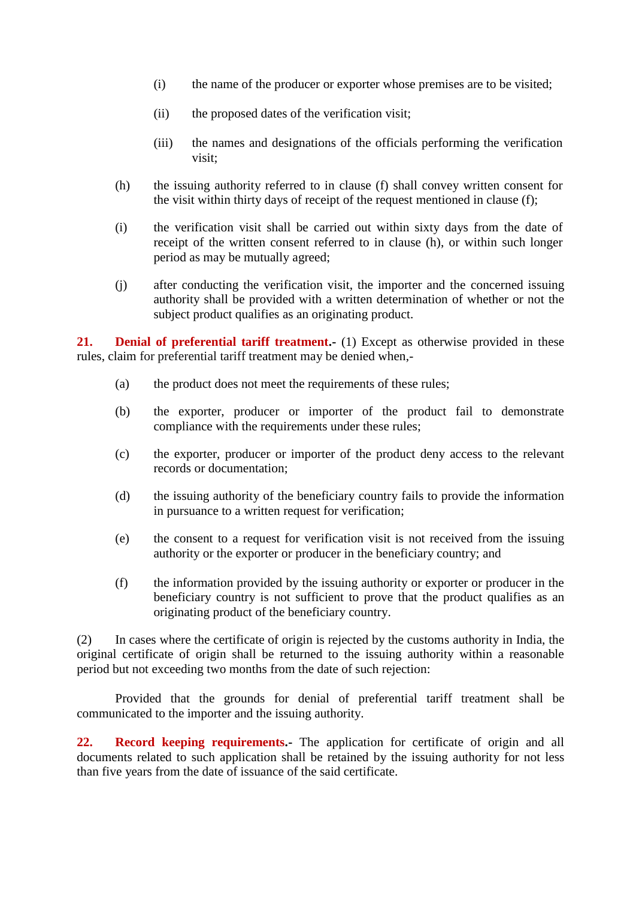(i) the name of the producer or exporter whose premises are to be visited;

(ii) the proposed dates of the verification visit;

(iii) the names and designations of the officials performing the verification visit;

(h) the issuing authority referred to in clause (f) shall convey written consent for the visit within thirty days of receipt of the request mentioned in clause (f);

(i) the verification visit shall be carried out within sixty days from the date of receipt of the written consent referred to in clause (h), or within such longer period as may be mutually agreed;

(j) after conducting the verification visit, the importer and the concerned issuing authority shall be provided with a written determination of whether or not the subject product qualifies as an originating product.

**21. Denial of preferential tariff treatment.-** (1) Except as otherwise provided in these rules, claim for preferential tariff treatment may be denied when,-

(a) the product does not meet the requirements of these rules;

(b) the exporter, producer or importer of the product fail to demonstrate compliance with the requirements under these rules;

(c) the exporter, producer or importer of the product deny access to the relevant records or documentation;

(d) the issuing authority of the beneficiary country fails to provide the information in pursuance to a written request for verification;

(e) the consent to a request for verification visit is not received from the issuing authority or the exporter or producer in the beneficiary country; and

(f) the information provided by the issuing authority or exporter or producer in the beneficiary country is not sufficient to prove that the product qualifies as an originating product of the beneficiary country.

(2) In cases where the certificate of origin is rejected by the customs authority in India, the original certificate of origin shall be returned to the issuing authority within a reasonable period but not exceeding two months from the date of such rejection:

Provided that the grounds for denial of preferential tariff treatment shall be communicated to the importer and the issuing authority.

**22. Record keeping requirements.-** The application for certificate of origin and all documents related to such application shall be retained by the issuing authority for not less than five years from the date of issuance of the said certificate.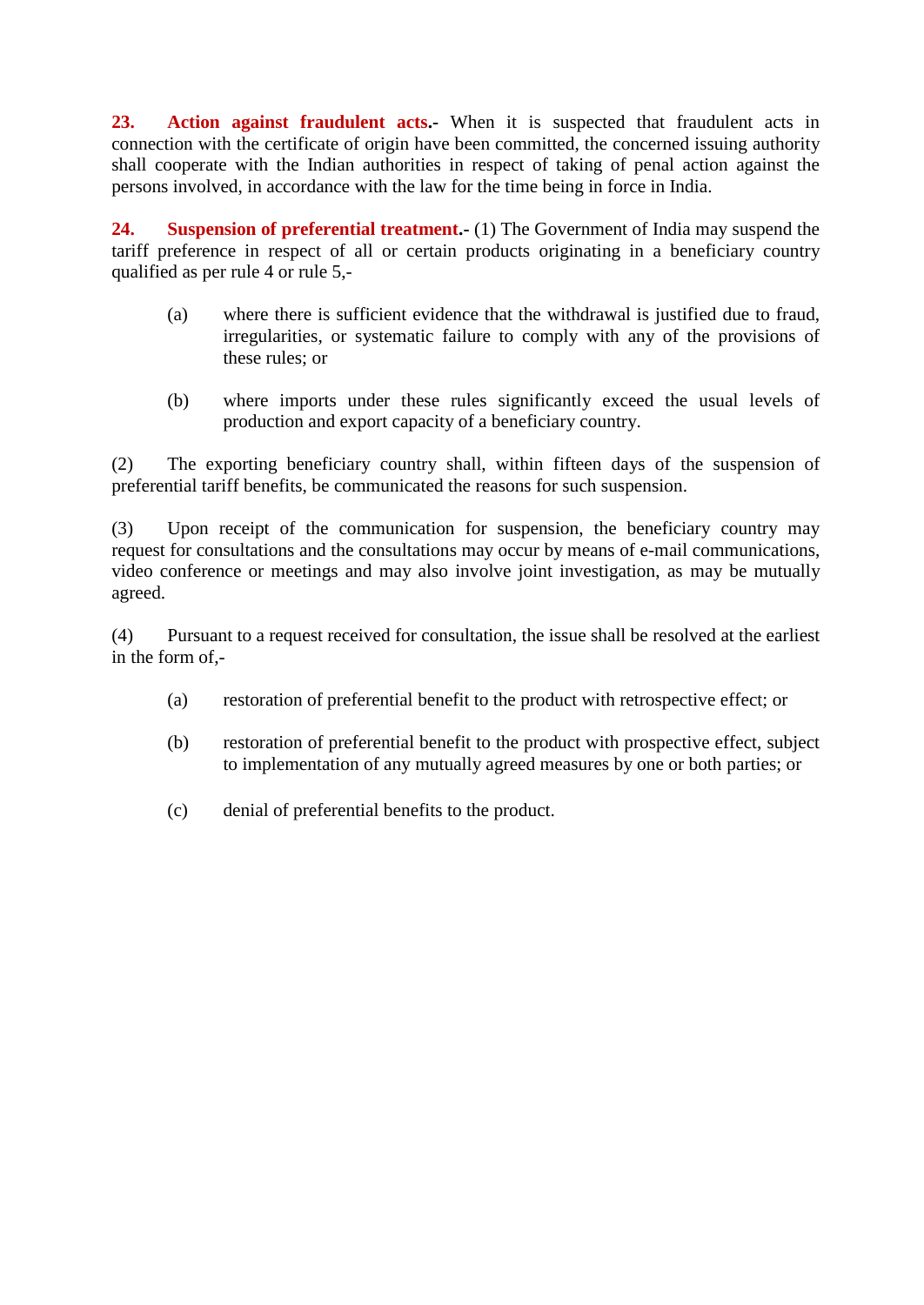**23. Action against fraudulent acts.-** When it is suspected that fraudulent acts in connection with the certificate of origin have been committed, the concerned issuing authority shall cooperate with the Indian authorities in respect of taking of penal action against the persons involved, in accordance with the law for the time being in force in India.

**24. Suspension of preferential treatment.-** (1) The Government of India may suspend the tariff preference in respect of all or certain products originating in a beneficiary country qualified as per rule 4 or rule 5,-

(a) where there is sufficient evidence that the withdrawal is justified due to fraud, irregularities, or systematic failure to comply with any of the provisions of these rules; or

(b) where imports under these rules significantly exceed the usual levels of production and export capacity of a beneficiary country.

(2) The exporting beneficiary country shall, within fifteen days of the suspension of preferential tariff benefits, be communicated the reasons for such suspension.

(3) Upon receipt of the communication for suspension, the beneficiary country may request for consultations and the consultations may occur by means of e-mail communications, video conference or meetings and may also involve joint investigation, as may be mutually agreed.

(4) Pursuant to a request received for consultation, the issue shall be resolved at the earliest in the form of,-

(a) restoration of preferential benefit to the product with retrospective effect; or

(b) restoration of preferential benefit to the product with prospective effect, subject to implementation of any mutually agreed measures by one or both parties; or

(c) denial of preferential benefits to the product.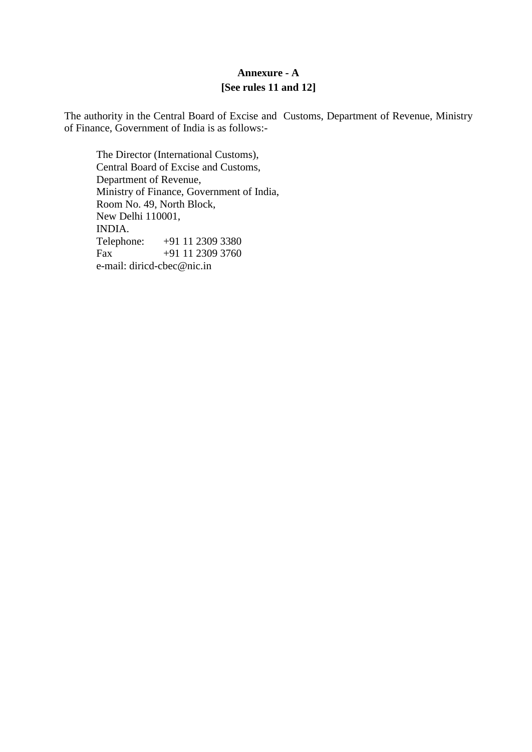**Annexure - A**
**[See rules 11 and 12]**

The authority in the Central Board of Excise and Customs, Department of Revenue, Ministry of Finance, Government of India is as follows:-

> The Director (International Customs),
> Central Board of Excise and Customs,
> Department of Revenue,
> Ministry of Finance, Government of India,
> Room No. 49, North Block,
> New Delhi 110001,
> INDIA.
> Telephone: +91 11 2309 3380
> Fax +91 11 2309 3760
> e-mail: diricd-cbec@nic.in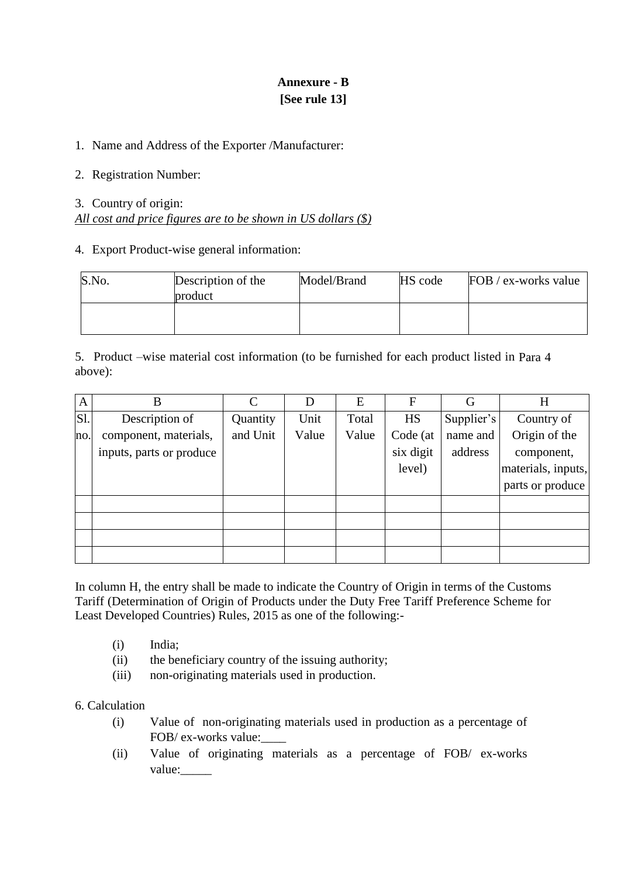**Annexure - B**
**[See rule 13]**

1. Name and Address of the Exporter /Manufacturer:

2. Registration Number:

3. Country of origin:

*All cost and price figures are to be shown in US dollars ($)*

4. Export Product-wise general information:

| S.No. | Description of the product | Model/Brand | HS code | FOB / ex-works value |
|---|---|---|---|---|
| | | | | |

5. Product –wise material cost information (to be furnished for each product listed in Para 4 above):

| A | B | C | D | E | F | G | H |
|---|---|---|---|---|---|---|---|
| Sl. no. | Description of component, materials, inputs, parts or produce | Quantity and Unit | Unit Value | Total Value | HS Code (at six digit level) | Supplier's name and address | Country of Origin of the component, materials, inputs, parts or produce |
| | | | | | | | |
| | | | | | | | |
| | | | | | | | |
| | | | | | | | |

In column H, the entry shall be made to indicate the Country of Origin in terms of the Customs Tariff (Determination of Origin of Products under the Duty Free Tariff Preference Scheme for Least Developed Countries) Rules, 2015 as one of the following:-

(i) India;
(ii) the beneficiary country of the issuing authority;
(iii) non-originating materials used in production.

6. Calculation

(i) Value of non-originating materials used in production as a percentage of FOB/ ex-works value:____
(ii) Value of originating materials as a percentage of FOB/ ex-works value:_____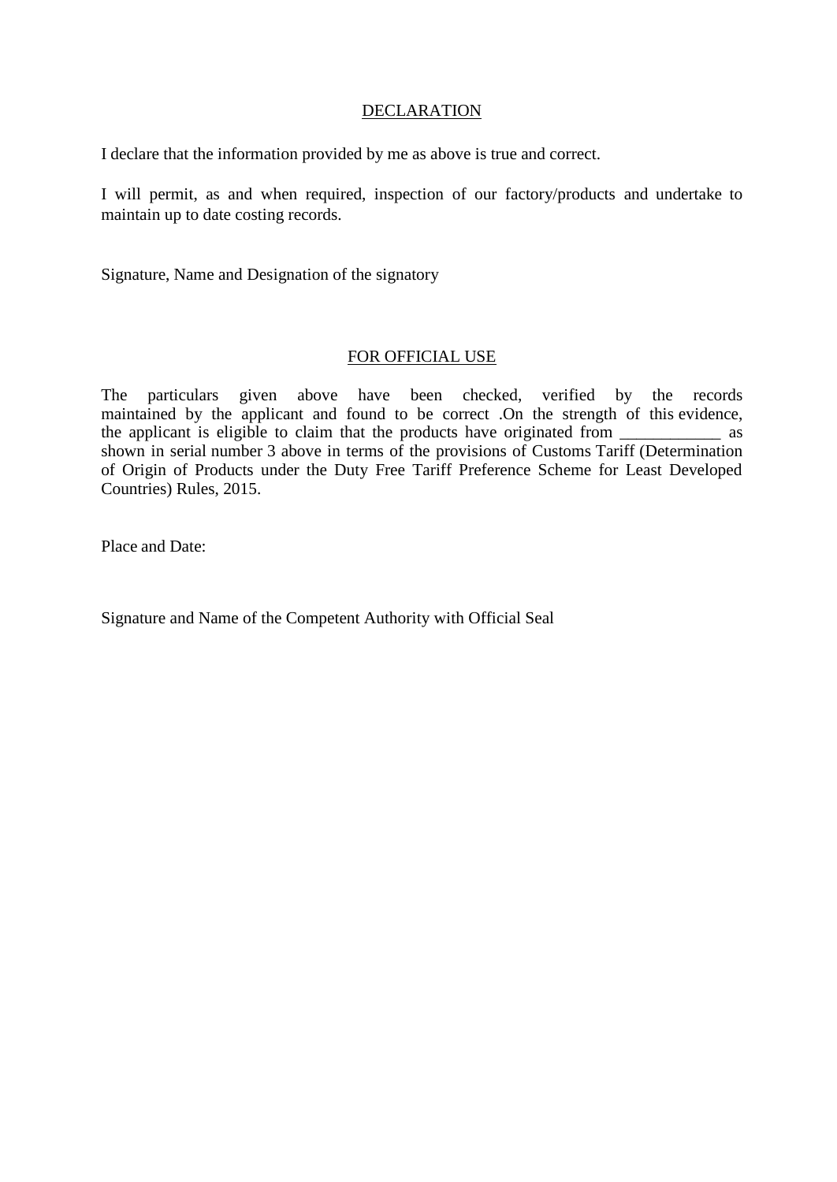<u>DECLARATION</u>

I declare that the information provided by me as above is true and correct.

I will permit, as and when required, inspection of our factory/products and undertake to maintain up to date costing records.

Signature, Name and Designation of the signatory

<u>FOR OFFICIAL USE</u>

The particulars given above have been checked, verified by the records maintained by the applicant and found to be correct .On the strength of this evidence, the applicant is eligible to claim that the products have originated from ____________ as shown in serial number 3 above in terms of the provisions of Customs Tariff (Determination of Origin of Products under the Duty Free Tariff Preference Scheme for Least Developed Countries) Rules, 2015.

Place and Date:

Signature and Name of the Competent Authority with Official Seal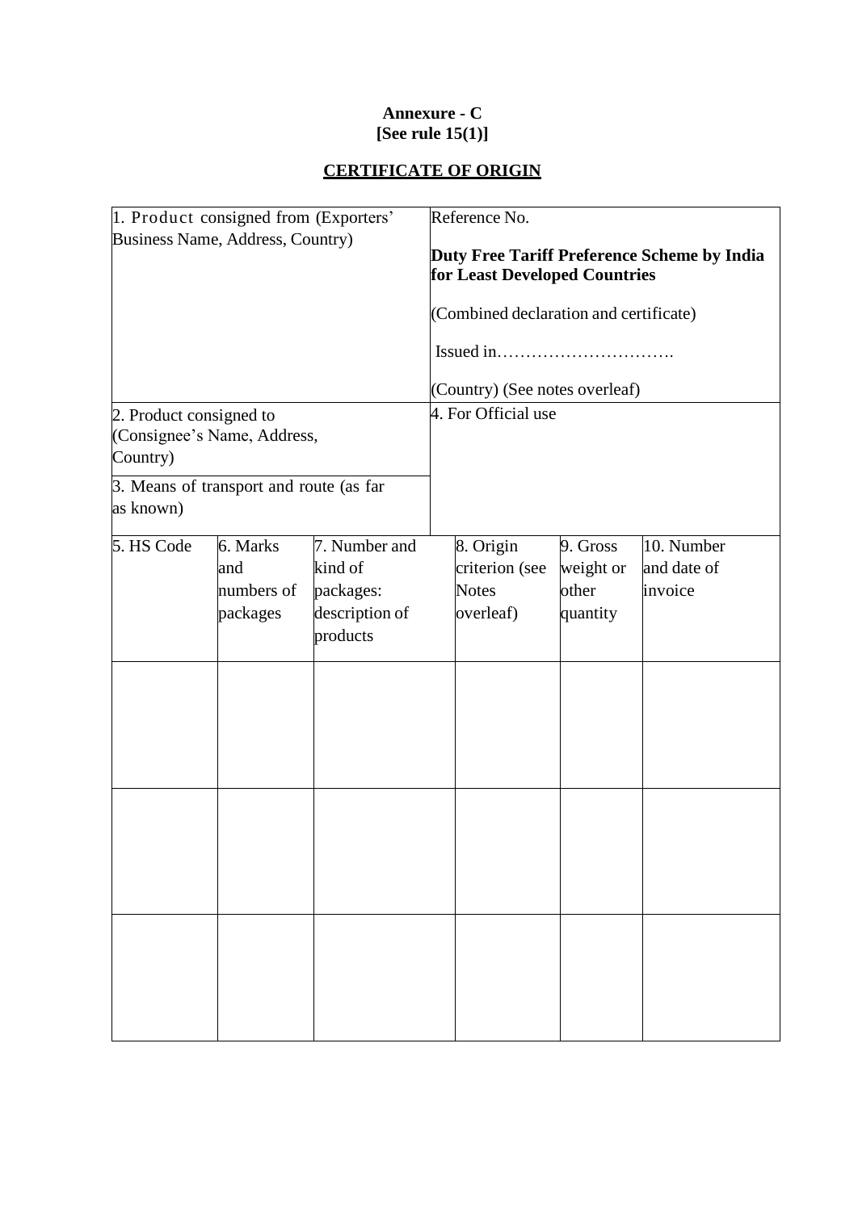**Annexure - C**
**[See rule 15(1)]**

## CERTIFICATE OF ORIGIN

| 1. Product consigned from (Exporters' Business Name, Address, Country) | Reference No.<br><br>**Duty Free Tariff Preference Scheme by India for Least Developed Countries**<br><br>(Combined declaration and certificate)<br><br>Issued in………………………….<br><br>(Country) (See notes overleaf) |
|---|---|
| 2. Product consigned to (Consignee's Name, Address, Country)<br><br>3. Means of transport and route (as far as known) | 4. For Official use |

| 5. HS Code | 6. Marks and numbers of packages | 7. Number and kind of packages: description of products | 8. Origin criterion (see Notes overleaf) | 9. Gross weight or other quantity | 10. Number and date of invoice |
|---|---|---|---|---|---|
| | | | | | |
| | | | | | |
| | | | | | |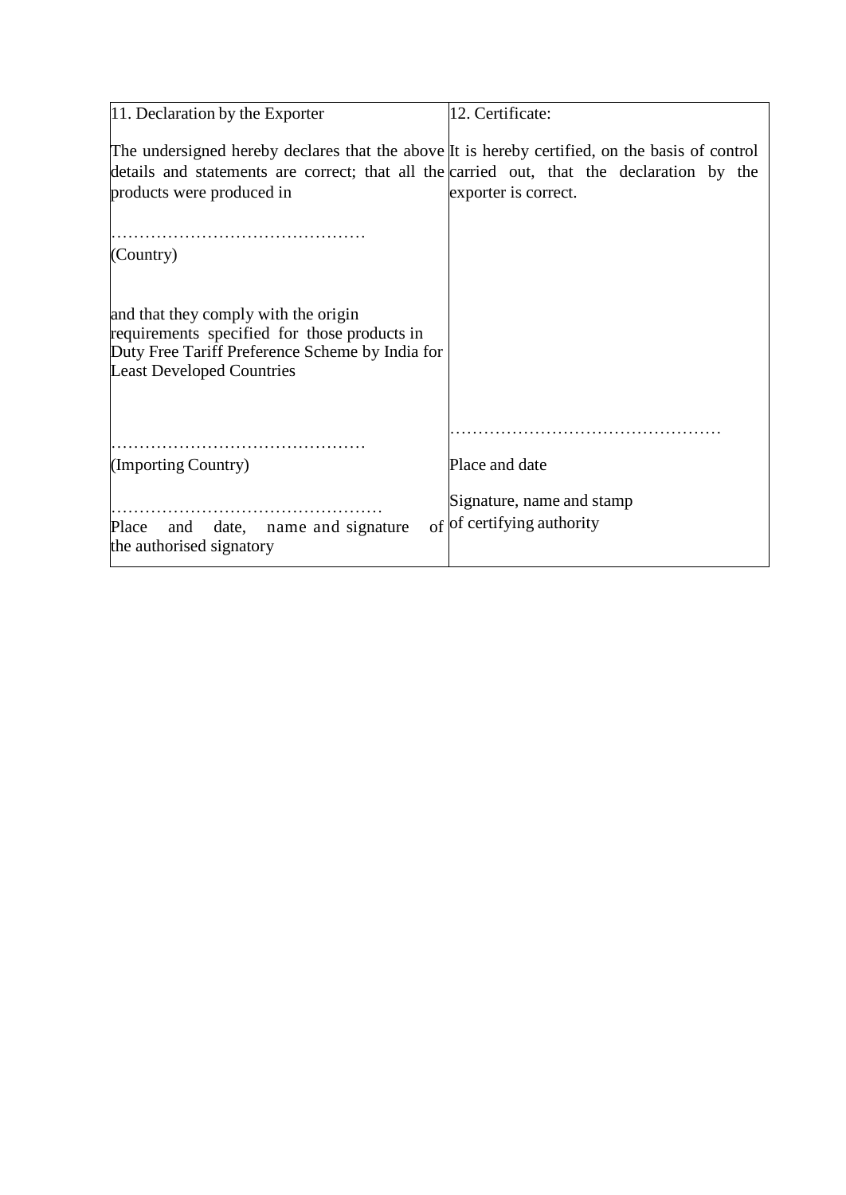| 11. Declaration by the Exporter | 12. Certificate: |
|---|---|
| The undersigned hereby declares that the above details and statements are correct; that all the products were produced in<br><br>………………………………………<br>(Country)<br><br>and that they comply with the origin requirements specified for those products in Duty Free Tariff Preference Scheme by India for Least Developed Countries<br><br>………………………………………<br>(Importing Country)<br><br>…………………………………………<br>Place and date, name and signature of the authorised signatory | It is hereby certified, on the basis of control carried out, that the declaration by the exporter is correct.<br><br>…………………………………………<br>Place and date<br><br>Signature, name and stamp of certifying authority |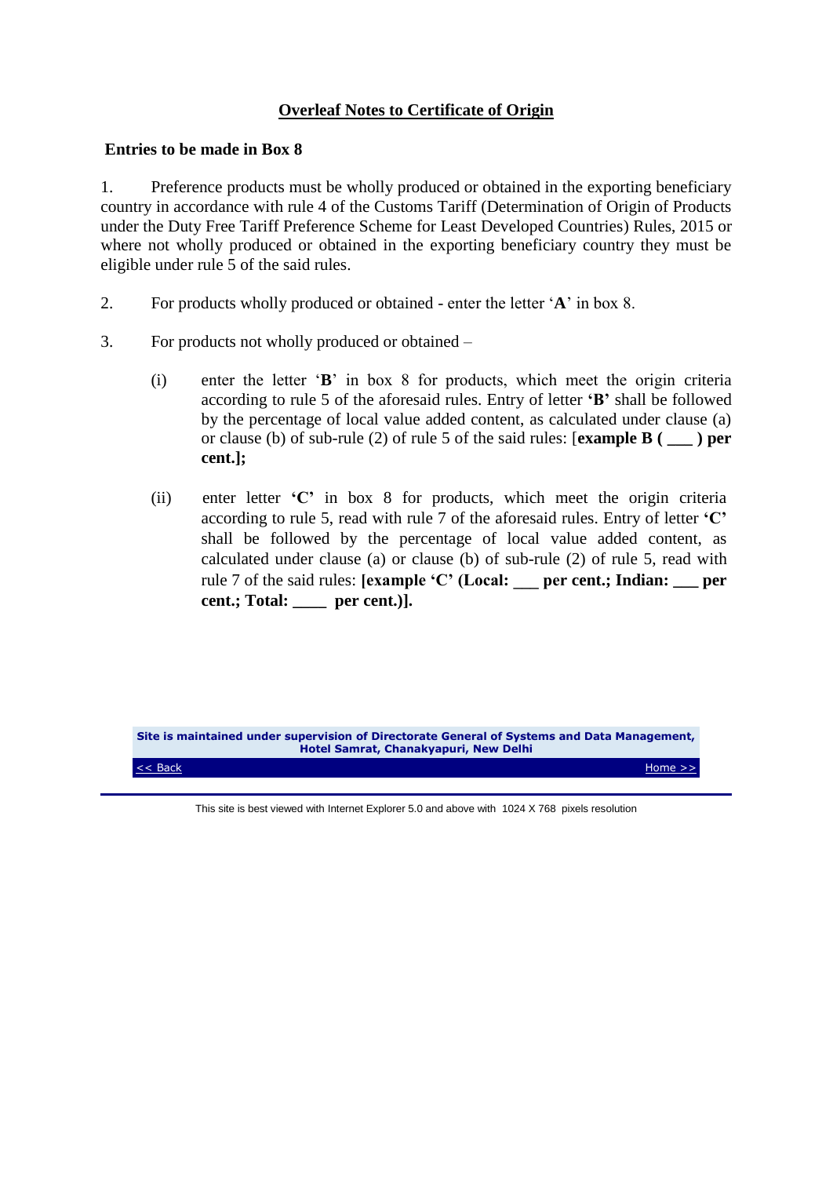## Overleaf Notes to Certificate of Origin

**Entries to be made in Box 8**

1. Preference products must be wholly produced or obtained in the exporting beneficiary country in accordance with rule 4 of the Customs Tariff (Determination of Origin of Products under the Duty Free Tariff Preference Scheme for Least Developed Countries) Rules, 2015 or where not wholly produced or obtained in the exporting beneficiary country they must be eligible under rule 5 of the said rules.

2. For products wholly produced or obtained - enter the letter '**A**' in box 8.

3. For products not wholly produced or obtained –

   (i) enter the letter '**B**' in box 8 for products, which meet the origin criteria according to rule 5 of the aforesaid rules. Entry of letter **'B'** shall be followed by the percentage of local value added content, as calculated under clause (a) or clause (b) of sub-rule (2) of rule 5 of the said rules: [**example B ( ___ ) per cent.];**

   (ii) enter letter **'C'** in box 8 for products, which meet the origin criteria according to rule 5, read with rule 7 of the aforesaid rules. Entry of letter **'C'** shall be followed by the percentage of local value added content, as calculated under clause (a) or clause (b) of sub-rule (2) of rule 5, read with rule 7 of the said rules: **[example 'C' (Local: ___ per cent.; Indian: ___ per cent.; Total: ____ per cent.)].**

**Site is maintained under supervision of Directorate General of Systems and Data Management, Hotel Samrat, Chanakyapuri, New Delhi**

<< Back | Home >>

This site is best viewed with Internet Explorer 5.0 and above with 1024 X 768 pixels resolution